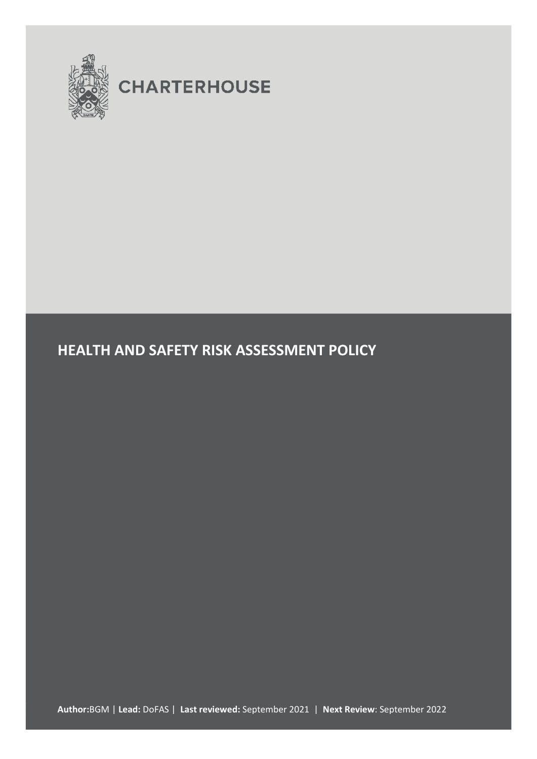CHARTERHOUSE

# HEALTH AND SAFETY RISK ASSESSMENT POLICY

**Author:**BGM | **Lead:** DoFAS | **Last reviewed:** September 2021 | **Next Review**: September 2022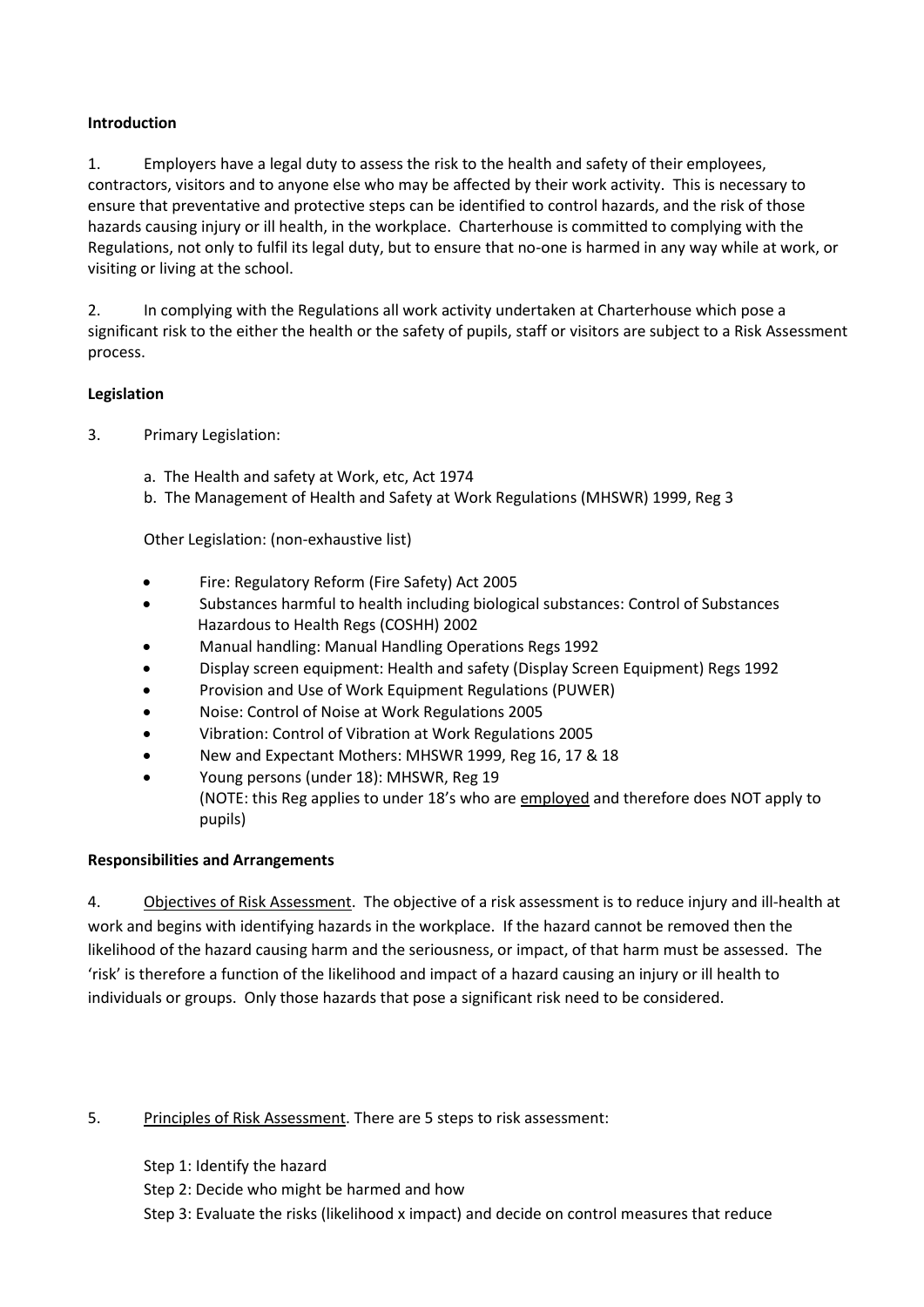**Introduction**

1. Employers have a legal duty to assess the risk to the health and safety of their employees, contractors, visitors and to anyone else who may be affected by their work activity. This is necessary to ensure that preventative and protective steps can be identified to control hazards, and the risk of those hazards causing injury or ill health, in the workplace. Charterhouse is committed to complying with the Regulations, not only to fulfil its legal duty, but to ensure that no-one is harmed in any way while at work, or visiting or living at the school.

2. In complying with the Regulations all work activity undertaken at Charterhouse which pose a significant risk to the either the health or the safety of pupils, staff or visitors are subject to a Risk Assessment process.

**Legislation**

3. Primary Legislation:

   a. The Health and safety at Work, etc, Act 1974
   b. The Management of Health and Safety at Work Regulations (MHSWR) 1999, Reg 3

   Other Legislation: (non-exhaustive list)

   - Fire: Regulatory Reform (Fire Safety) Act 2005
   - Substances harmful to health including biological substances: Control of Substances Hazardous to Health Regs (COSHH) 2002
   - Manual handling: Manual Handling Operations Regs 1992
   - Display screen equipment: Health and safety (Display Screen Equipment) Regs 1992
   - Provision and Use of Work Equipment Regulations (PUWER)
   - Noise: Control of Noise at Work Regulations 2005
   - Vibration: Control of Vibration at Work Regulations 2005
   - New and Expectant Mothers: MHSWR 1999, Reg 16, 17 & 18
   - Young persons (under 18): MHSWR, Reg 19
     (NOTE: this Reg applies to under 18's who are <u>employed</u> and therefore does NOT apply to pupils)

**Responsibilities and Arrangements**

4. <u>Objectives of Risk Assessment</u>. The objective of a risk assessment is to reduce injury and ill-health at work and begins with identifying hazards in the workplace. If the hazard cannot be removed then the likelihood of the hazard causing harm and the seriousness, or impact, of that harm must be assessed. The 'risk' is therefore a function of the likelihood and impact of a hazard causing an injury or ill health to individuals or groups. Only those hazards that pose a significant risk need to be considered.

5. <u>Principles of Risk Assessment</u>. There are 5 steps to risk assessment:

   Step 1: Identify the hazard
   Step 2: Decide who might be harmed and how
   Step 3: Evaluate the risks (likelihood x impact) and decide on control measures that reduce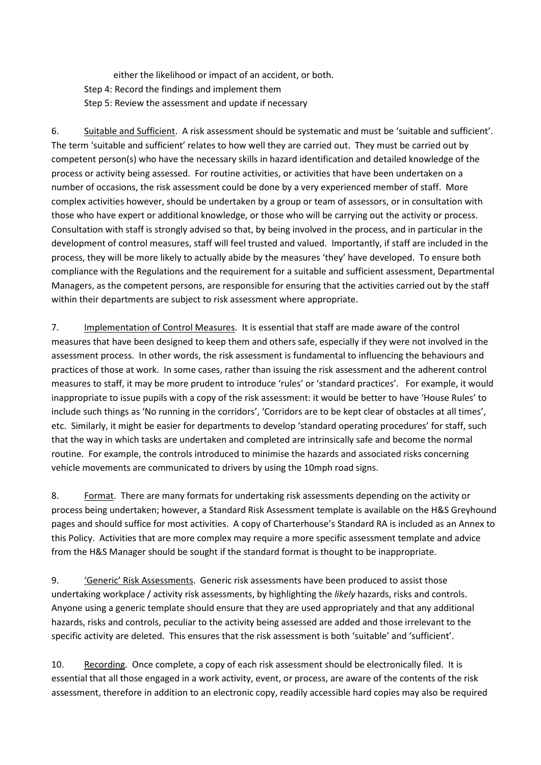either the likelihood or impact of an accident, or both.

Step 4: Record the findings and implement them

Step 5: Review the assessment and update if necessary

6. Suitable and Sufficient. A risk assessment should be systematic and must be 'suitable and sufficient'. The term 'suitable and sufficient' relates to how well they are carried out. They must be carried out by competent person(s) who have the necessary skills in hazard identification and detailed knowledge of the process or activity being assessed. For routine activities, or activities that have been undertaken on a number of occasions, the risk assessment could be done by a very experienced member of staff. More complex activities however, should be undertaken by a group or team of assessors, or in consultation with those who have expert or additional knowledge, or those who will be carrying out the activity or process. Consultation with staff is strongly advised so that, by being involved in the process, and in particular in the development of control measures, staff will feel trusted and valued. Importantly, if staff are included in the process, they will be more likely to actually abide by the measures 'they' have developed. To ensure both compliance with the Regulations and the requirement for a suitable and sufficient assessment, Departmental Managers, as the competent persons, are responsible for ensuring that the activities carried out by the staff within their departments are subject to risk assessment where appropriate.

7. Implementation of Control Measures. It is essential that staff are made aware of the control measures that have been designed to keep them and others safe, especially if they were not involved in the assessment process. In other words, the risk assessment is fundamental to influencing the behaviours and practices of those at work. In some cases, rather than issuing the risk assessment and the adherent control measures to staff, it may be more prudent to introduce 'rules' or 'standard practices'. For example, it would inappropriate to issue pupils with a copy of the risk assessment: it would be better to have 'House Rules' to include such things as 'No running in the corridors', 'Corridors are to be kept clear of obstacles at all times', etc. Similarly, it might be easier for departments to develop 'standard operating procedures' for staff, such that the way in which tasks are undertaken and completed are intrinsically safe and become the normal routine. For example, the controls introduced to minimise the hazards and associated risks concerning vehicle movements are communicated to drivers by using the 10mph road signs.

8. Format. There are many formats for undertaking risk assessments depending on the activity or process being undertaken; however, a Standard Risk Assessment template is available on the H&S Greyhound pages and should suffice for most activities. A copy of Charterhouse's Standard RA is included as an Annex to this Policy. Activities that are more complex may require a more specific assessment template and advice from the H&S Manager should be sought if the standard format is thought to be inappropriate.

9. 'Generic' Risk Assessments. Generic risk assessments have been produced to assist those undertaking workplace / activity risk assessments, by highlighting the *likely* hazards, risks and controls. Anyone using a generic template should ensure that they are used appropriately and that any additional hazards, risks and controls, peculiar to the activity being assessed are added and those irrelevant to the specific activity are deleted. This ensures that the risk assessment is both 'suitable' and 'sufficient'.

10. Recording. Once complete, a copy of each risk assessment should be electronically filed. It is essential that all those engaged in a work activity, event, or process, are aware of the contents of the risk assessment, therefore in addition to an electronic copy, readily accessible hard copies may also be required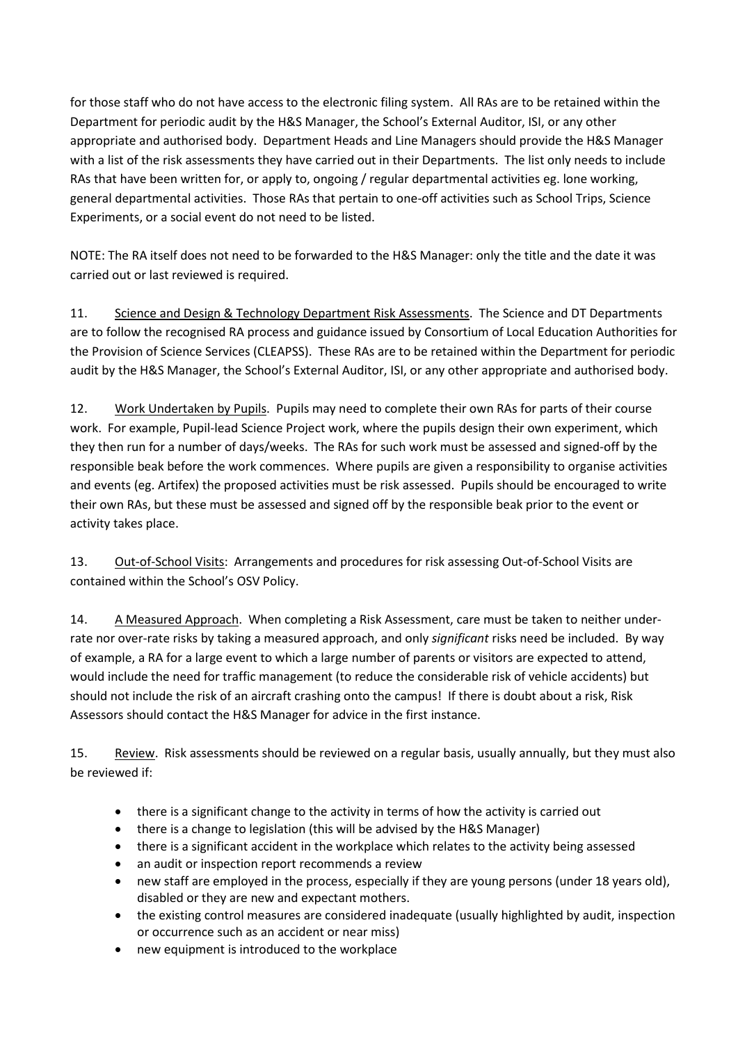for those staff who do not have access to the electronic filing system. All RAs are to be retained within the Department for periodic audit by the H&S Manager, the School's External Auditor, ISI, or any other appropriate and authorised body. Department Heads and Line Managers should provide the H&S Manager with a list of the risk assessments they have carried out in their Departments. The list only needs to include RAs that have been written for, or apply to, ongoing / regular departmental activities eg. lone working, general departmental activities. Those RAs that pertain to one-off activities such as School Trips, Science Experiments, or a social event do not need to be listed.

NOTE: The RA itself does not need to be forwarded to the H&S Manager: only the title and the date it was carried out or last reviewed is required.

11. Science and Design & Technology Department Risk Assessments. The Science and DT Departments are to follow the recognised RA process and guidance issued by Consortium of Local Education Authorities for the Provision of Science Services (CLEAPSS). These RAs are to be retained within the Department for periodic audit by the H&S Manager, the School's External Auditor, ISI, or any other appropriate and authorised body.

12. Work Undertaken by Pupils. Pupils may need to complete their own RAs for parts of their course work. For example, Pupil-lead Science Project work, where the pupils design their own experiment, which they then run for a number of days/weeks. The RAs for such work must be assessed and signed-off by the responsible beak before the work commences. Where pupils are given a responsibility to organise activities and events (eg. Artifex) the proposed activities must be risk assessed. Pupils should be encouraged to write their own RAs, but these must be assessed and signed off by the responsible beak prior to the event or activity takes place.

13. Out-of-School Visits: Arrangements and procedures for risk assessing Out-of-School Visits are contained within the School's OSV Policy.

14. A Measured Approach. When completing a Risk Assessment, care must be taken to neither under-rate nor over-rate risks by taking a measured approach, and only *significant* risks need be included. By way of example, a RA for a large event to which a large number of parents or visitors are expected to attend, would include the need for traffic management (to reduce the considerable risk of vehicle accidents) but should not include the risk of an aircraft crashing onto the campus! If there is doubt about a risk, Risk Assessors should contact the H&S Manager for advice in the first instance.

15. Review. Risk assessments should be reviewed on a regular basis, usually annually, but they must also be reviewed if:

- there is a significant change to the activity in terms of how the activity is carried out
- there is a change to legislation (this will be advised by the H&S Manager)
- there is a significant accident in the workplace which relates to the activity being assessed
- an audit or inspection report recommends a review
- new staff are employed in the process, especially if they are young persons (under 18 years old), disabled or they are new and expectant mothers.
- the existing control measures are considered inadequate (usually highlighted by audit, inspection or occurrence such as an accident or near miss)
- new equipment is introduced to the workplace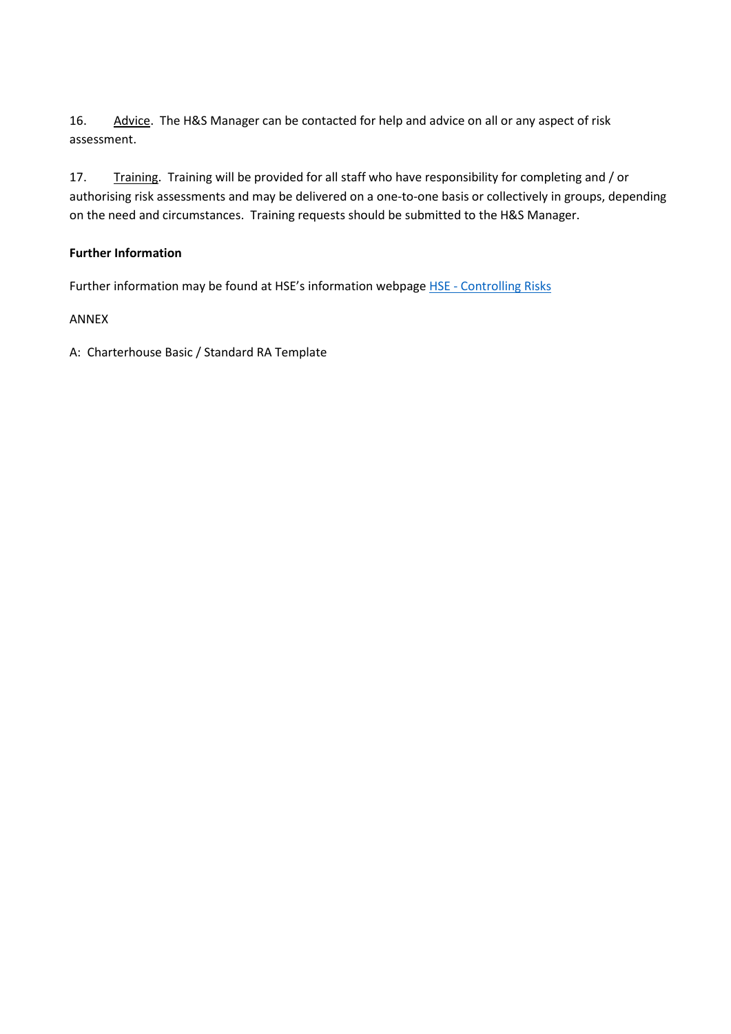16. Advice. The H&S Manager can be contacted for help and advice on all or any aspect of risk assessment.

17. Training. Training will be provided for all staff who have responsibility for completing and / or authorising risk assessments and may be delivered on a one-to-one basis or collectively in groups, depending on the need and circumstances. Training requests should be submitted to the H&S Manager.

**Further Information**

Further information may be found at HSE's information webpage HSE - Controlling Risks

ANNEX

A: Charterhouse Basic / Standard RA Template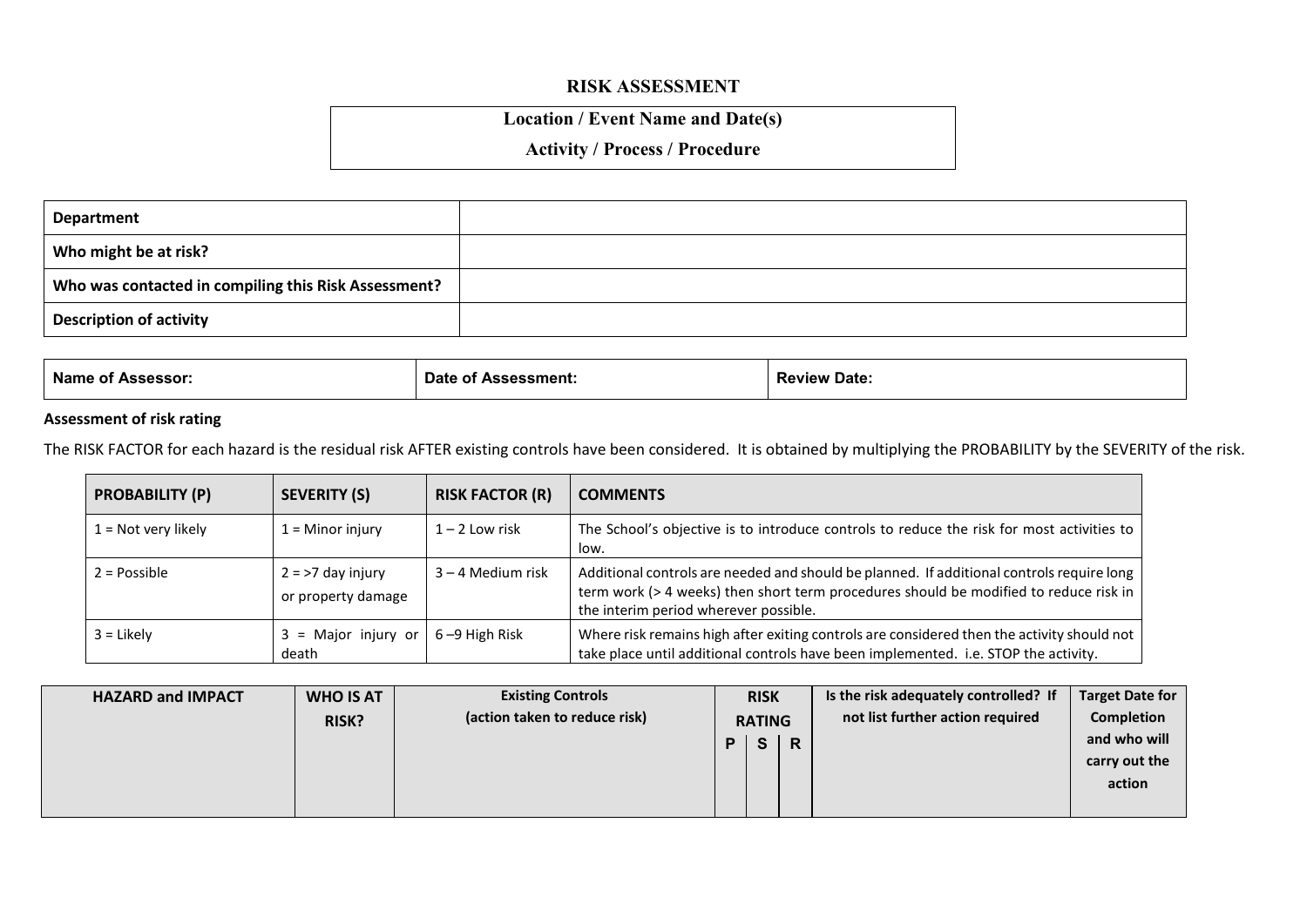# RISK ASSESSMENT

| Location / Event Name and Date(s) |
|---|
| Activity / Process / Procedure |

| | |
|---|---|
| **Department** | |
| **Who might be at risk?** | |
| **Who was contacted in compiling this Risk Assessment?** | |
| **Description of activity** | |

| **Name of Assessor:** | **Date of Assessment:** | **Review Date:** |
|---|---|---|

**Assessment of risk rating**

The RISK FACTOR for each hazard is the residual risk AFTER existing controls have been considered. It is obtained by multiplying the PROBABILITY by the SEVERITY of the risk.

| **PROBABILITY (P)** | **SEVERITY (S)** | **RISK FACTOR (R)** | **COMMENTS** |
|---|---|---|---|
| 1 = Not very likely | 1 = Minor injury | 1 – 2 Low risk | The School's objective is to introduce controls to reduce the risk for most activities to low. |
| 2 = Possible | 2 = >7 day injury or property damage | 3 – 4 Medium risk | Additional controls are needed and should be planned. If additional controls require long term work (> 4 weeks) then short term procedures should be modified to reduce risk in the interim period wherever possible. |
| 3 = Likely | 3 = Major injury or death | 6 –9 High Risk | Where risk remains high after exiting controls are considered then the activity should not take place until additional controls have been implemented. i.e. STOP the activity. |

| **HAZARD and IMPACT** | **WHO IS AT RISK?** | **Existing Controls (action taken to reduce risk)** | **RISK RATING** | | | **Is the risk adequately controlled? If not list further action required** | **Target Date for Completion and who will carry out the action** |
|---|---|---|---|---|---|---|---|
| | | | **P** | **S** | **R** | | |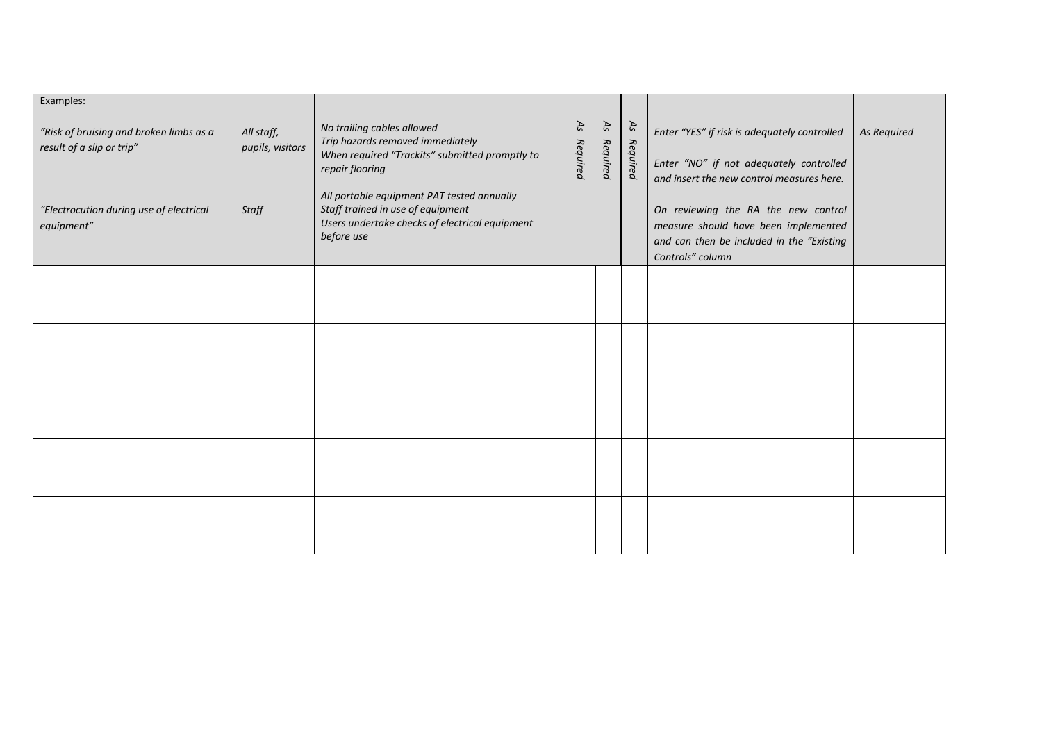| | | | | | | | |
|---|---|---|---|---|---|---|---|
| Examples:<br><br>*"Risk of bruising and broken limbs as a result of a slip or trip"*<br><br>*"Electrocution during use of electrical equipment"* | *All staff, pupils, visitors*<br><br>*Staff* | *No trailing cables allowed*<br>*Trip hazards removed immediately*<br>*When required "Trackits" submitted promptly to repair flooring*<br><br>*All portable equipment PAT tested annually*<br>*Staff trained in use of equipment*<br>*Users undertake checks of electrical equipment before use* | *As Required* | *As Required* | *As Required* | *Enter "YES" if risk is adequately controlled*<br><br>*Enter "NO" if not adequately controlled and insert the new control measures here.*<br><br>*On reviewing the RA the new control measure should have been implemented and can then be included in the "Existing Controls" column* | *As Required* |
| | | | | | | | |
| | | | | | | | |
| | | | | | | | |
| | | | | | | | |
| | | | | | | | |